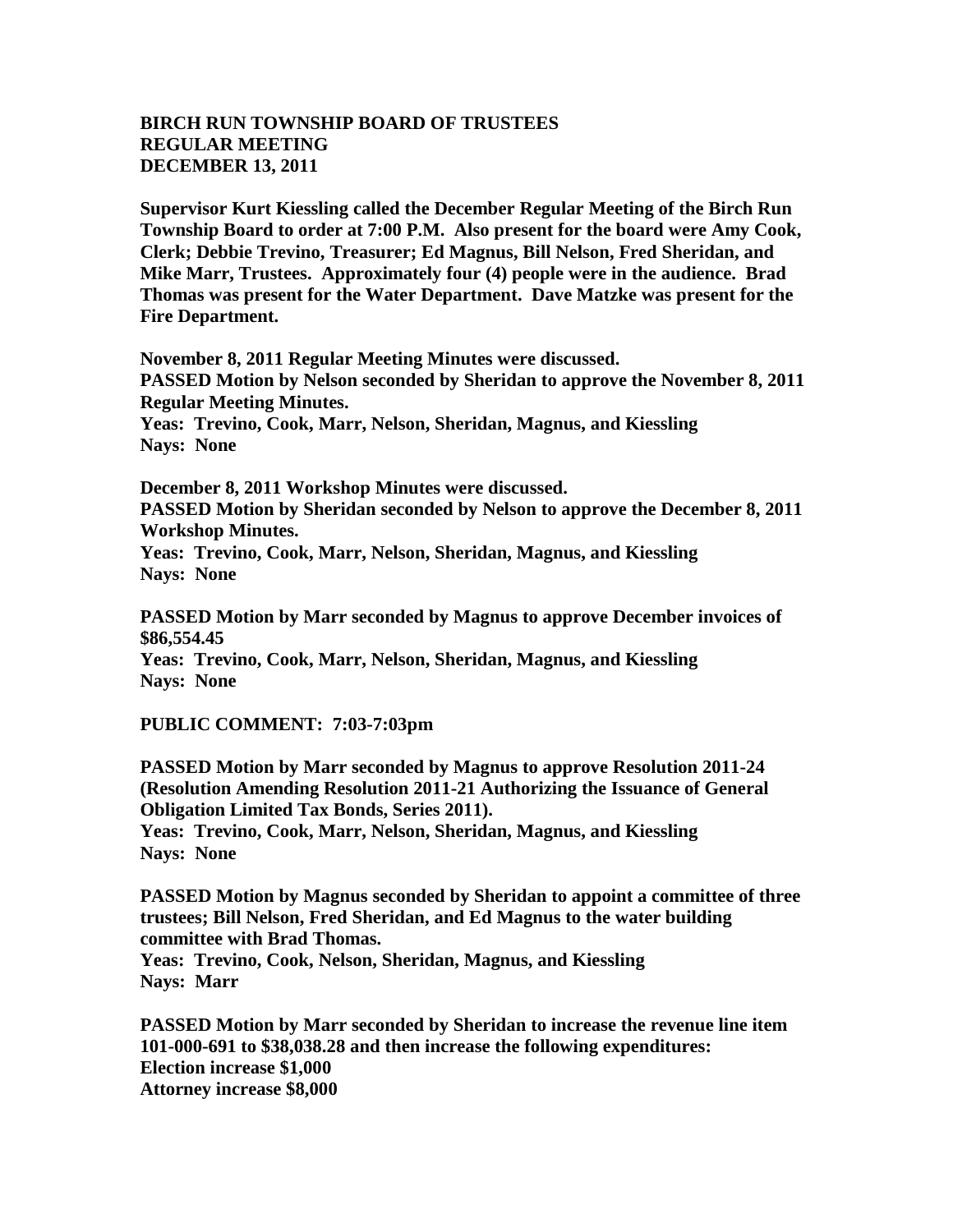**BIRCH RUN TOWNSHIP BOARD OF TRUSTEES**
**REGULAR MEETING**
**DECEMBER 13, 2011**

**Supervisor Kurt Kiessling called the December Regular Meeting of the Birch Run Township Board to order at 7:00 P.M. Also present for the board were Amy Cook, Clerk; Debbie Trevino, Treasurer; Ed Magnus, Bill Nelson, Fred Sheridan, and Mike Marr, Trustees. Approximately four (4) people were in the audience. Brad Thomas was present for the Water Department. Dave Matzke was present for the Fire Department.**

**November 8, 2011 Regular Meeting Minutes were discussed.**
**PASSED Motion by Nelson seconded by Sheridan to approve the November 8, 2011 Regular Meeting Minutes.**
**Yeas: Trevino, Cook, Marr, Nelson, Sheridan, Magnus, and Kiessling**
**Nays: None**

**December 8, 2011 Workshop Minutes were discussed.**
**PASSED Motion by Sheridan seconded by Nelson to approve the December 8, 2011 Workshop Minutes.**
**Yeas: Trevino, Cook, Marr, Nelson, Sheridan, Magnus, and Kiessling**
**Nays: None**

**PASSED Motion by Marr seconded by Magnus to approve December invoices of $86,554.45**
**Yeas: Trevino, Cook, Marr, Nelson, Sheridan, Magnus, and Kiessling**
**Nays: None**

**PUBLIC COMMENT: 7:03-7:03pm**

**PASSED Motion by Marr seconded by Magnus to approve Resolution 2011-24 (Resolution Amending Resolution 2011-21 Authorizing the Issuance of General Obligation Limited Tax Bonds, Series 2011).**
**Yeas: Trevino, Cook, Marr, Nelson, Sheridan, Magnus, and Kiessling**
**Nays: None**

**PASSED Motion by Magnus seconded by Sheridan to appoint a committee of three trustees; Bill Nelson, Fred Sheridan, and Ed Magnus to the water building committee with Brad Thomas.**
**Yeas: Trevino, Cook, Nelson, Sheridan, Magnus, and Kiessling**
**Nays: Marr**

**PASSED Motion by Marr seconded by Sheridan to increase the revenue line item 101-000-691 to $38,038.28 and then increase the following expenditures:**
**Election increase $1,000**
**Attorney increase $8,000**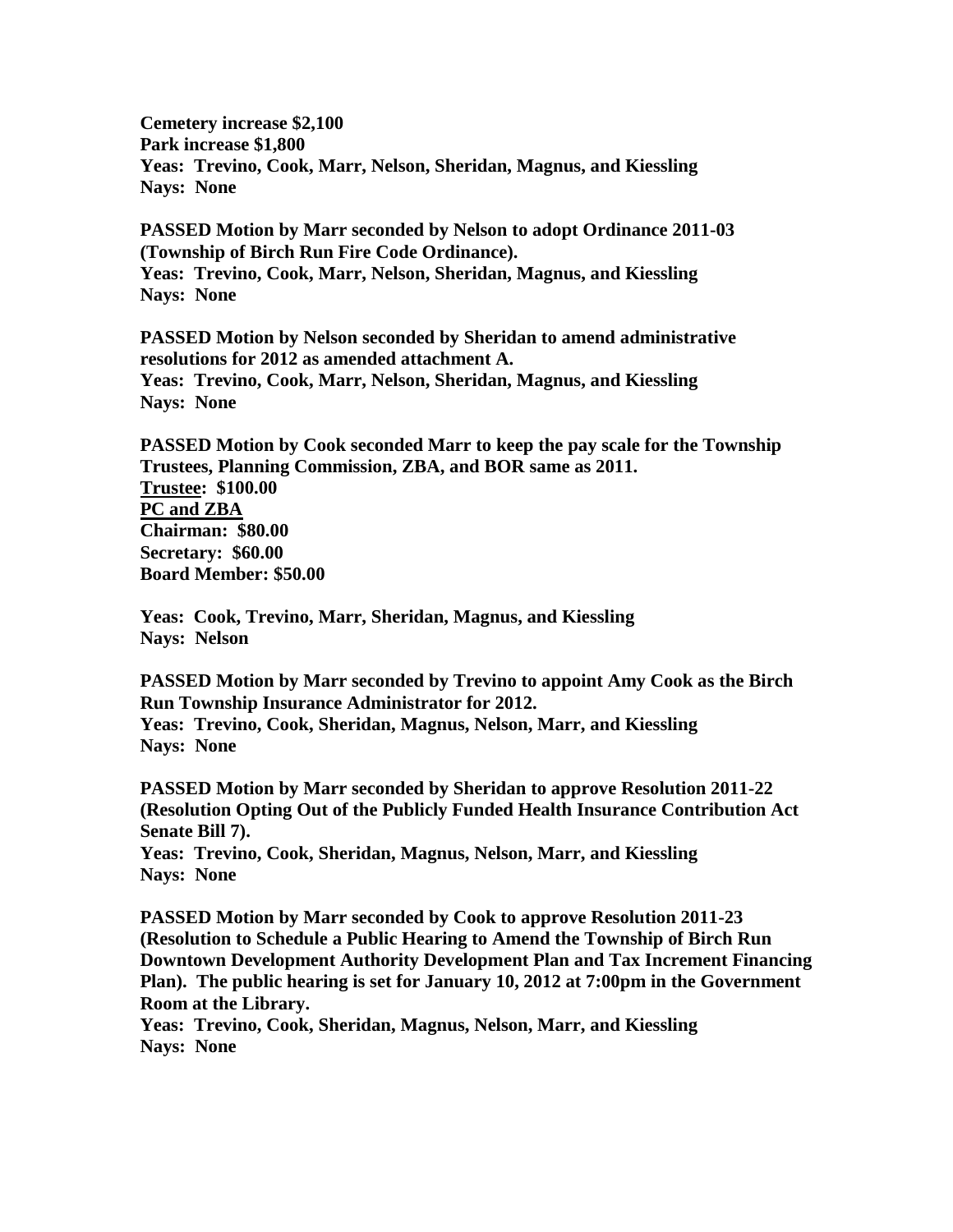**Cemetery increase $2,100**
**Park increase $1,800**
**Yeas: Trevino, Cook, Marr, Nelson, Sheridan, Magnus, and Kiessling**
**Nays: None**

**PASSED Motion by Marr seconded by Nelson to adopt Ordinance 2011-03 (Township of Birch Run Fire Code Ordinance).**
**Yeas: Trevino, Cook, Marr, Nelson, Sheridan, Magnus, and Kiessling**
**Nays: None**

**PASSED Motion by Nelson seconded by Sheridan to amend administrative resolutions for 2012 as amended attachment A.**
**Yeas: Trevino, Cook, Marr, Nelson, Sheridan, Magnus, and Kiessling**
**Nays: None**

**PASSED Motion by Cook seconded Marr to keep the pay scale for the Township Trustees, Planning Commission, ZBA, and BOR same as 2011.**
**<u>Trustee</u>: $100.00**
**<u>PC and ZBA</u>**
**Chairman: $80.00**
**Secretary: $60.00**
**Board Member: $50.00**

**Yeas: Cook, Trevino, Marr, Sheridan, Magnus, and Kiessling**
**Nays: Nelson**

**PASSED Motion by Marr seconded by Trevino to appoint Amy Cook as the Birch Run Township Insurance Administrator for 2012.**
**Yeas: Trevino, Cook, Sheridan, Magnus, Nelson, Marr, and Kiessling**
**Nays: None**

**PASSED Motion by Marr seconded by Sheridan to approve Resolution 2011-22 (Resolution Opting Out of the Publicly Funded Health Insurance Contribution Act Senate Bill 7).**
**Yeas: Trevino, Cook, Sheridan, Magnus, Nelson, Marr, and Kiessling**
**Nays: None**

**PASSED Motion by Marr seconded by Cook to approve Resolution 2011-23 (Resolution to Schedule a Public Hearing to Amend the Township of Birch Run Downtown Development Authority Development Plan and Tax Increment Financing Plan). The public hearing is set for January 10, 2012 at 7:00pm in the Government Room at the Library.**
**Yeas: Trevino, Cook, Sheridan, Magnus, Nelson, Marr, and Kiessling**
**Nays: None**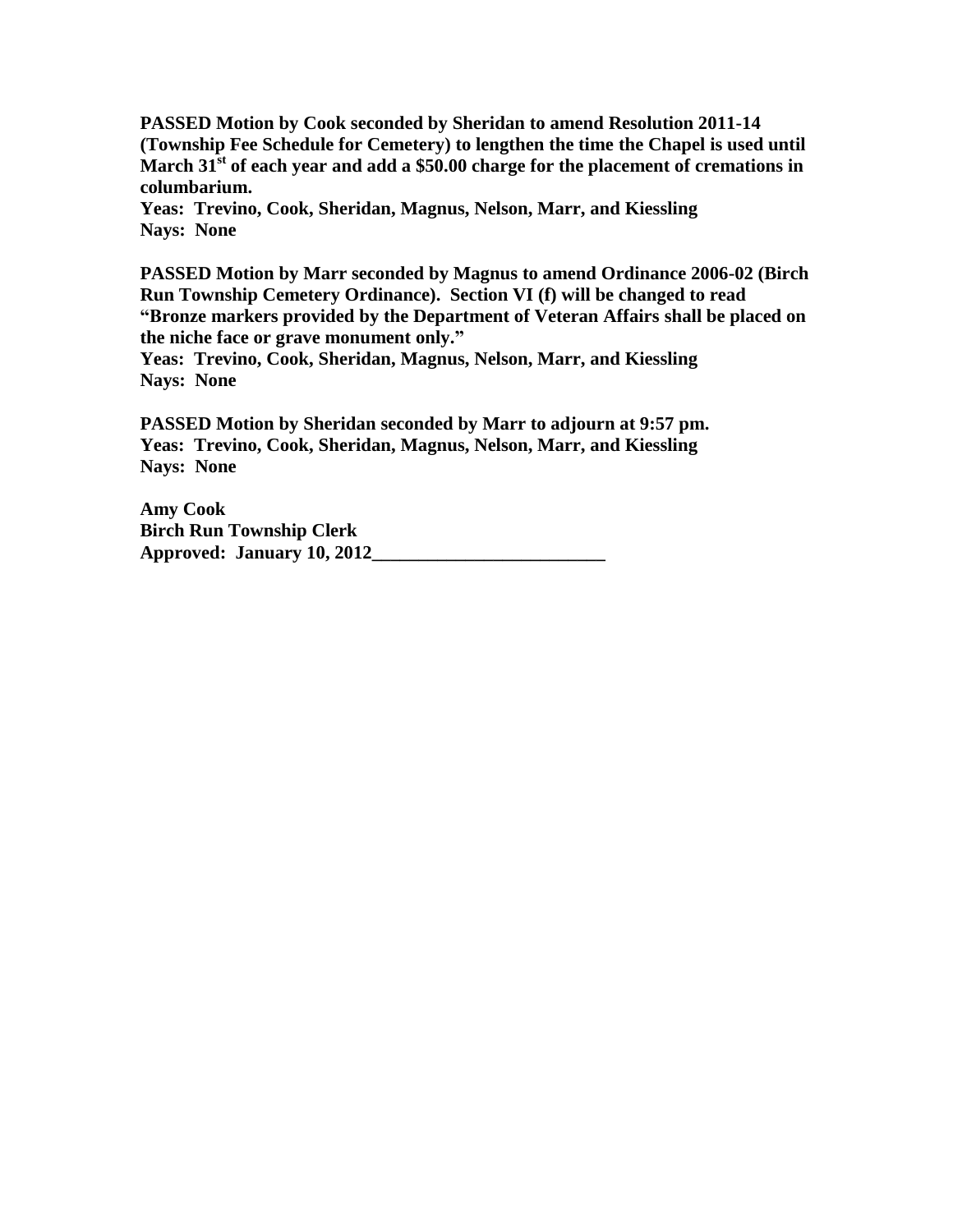**PASSED Motion by Cook seconded by Sheridan to amend Resolution 2011-14 (Township Fee Schedule for Cemetery) to lengthen the time the Chapel is used until March 31st of each year and add a $50.00 charge for the placement of cremations in columbarium.**
**Yeas: Trevino, Cook, Sheridan, Magnus, Nelson, Marr, and Kiessling**
**Nays: None**

**PASSED Motion by Marr seconded by Magnus to amend Ordinance 2006-02 (Birch Run Township Cemetery Ordinance). Section VI (f) will be changed to read "Bronze markers provided by the Department of Veteran Affairs shall be placed on the niche face or grave monument only."**
**Yeas: Trevino, Cook, Sheridan, Magnus, Nelson, Marr, and Kiessling**
**Nays: None**

**PASSED Motion by Sheridan seconded by Marr to adjourn at 9:57 pm.**
**Yeas: Trevino, Cook, Sheridan, Magnus, Nelson, Marr, and Kiessling**
**Nays: None**

**Amy Cook**
**Birch Run Township Clerk**
**Approved: January 10, 2012_________________________**